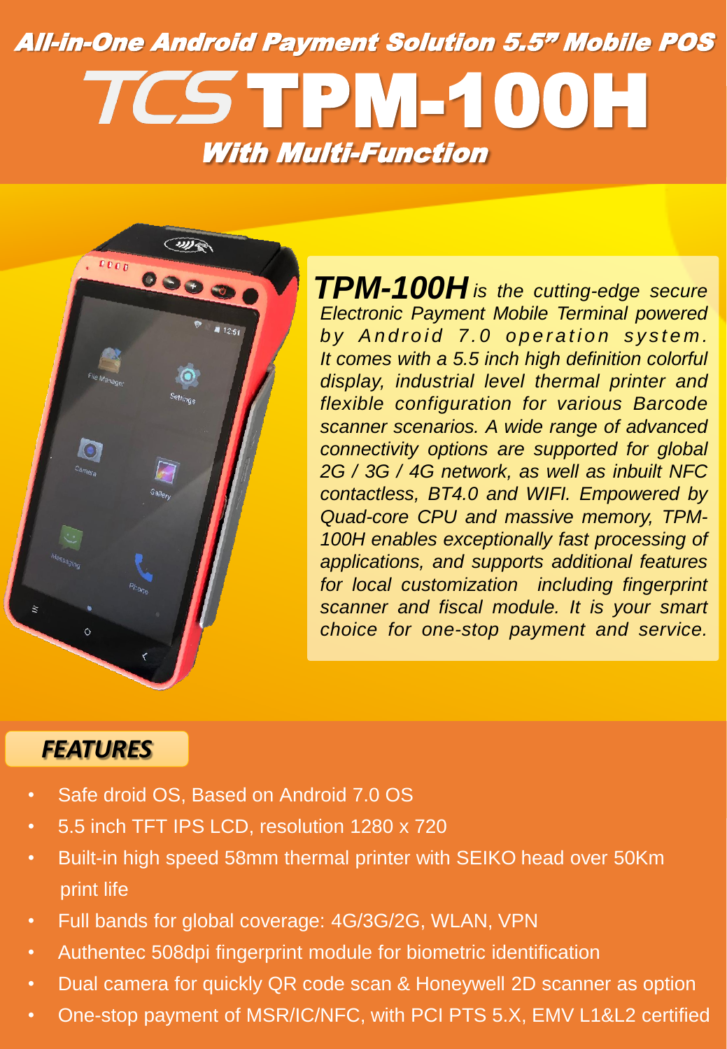# All-in-One Android Payment Solution 5.5" Mobile POS

# TCS TPM-100H

## With Multi-Function

***TPM-100H*** *is the cutting-edge secure Electronic Payment Mobile Terminal powered by Android 7.0 operation system. It comes with a 5.5 inch high definition colorful display, industrial level thermal printer and flexible configuration for various Barcode scanner scenarios. A wide range of advanced connectivity options are supported for global 2G / 3G / 4G network, as well as inbuilt NFC contactless, BT4.0 and WIFI. Empowered by Quad-core CPU and massive memory, TPM-100H enables exceptionally fast processing of applications, and supports additional features for local customization including fingerprint scanner and fiscal module. It is your smart choice for one-stop payment and service.*

## FEATURES

- Safe droid OS, Based on Android 7.0 OS
- 5.5 inch TFT IPS LCD, resolution 1280 x 720
- Built-in high speed 58mm thermal printer with SEIKO head over 50Km print life
- Full bands for global coverage: 4G/3G/2G, WLAN, VPN
- Authentec 508dpi fingerprint module for biometric identification
- Dual camera for quickly QR code scan & Honeywell 2D scanner as option
- One-stop payment of MSR/IC/NFC, with PCI PTS 5.X, EMV L1&L2 certified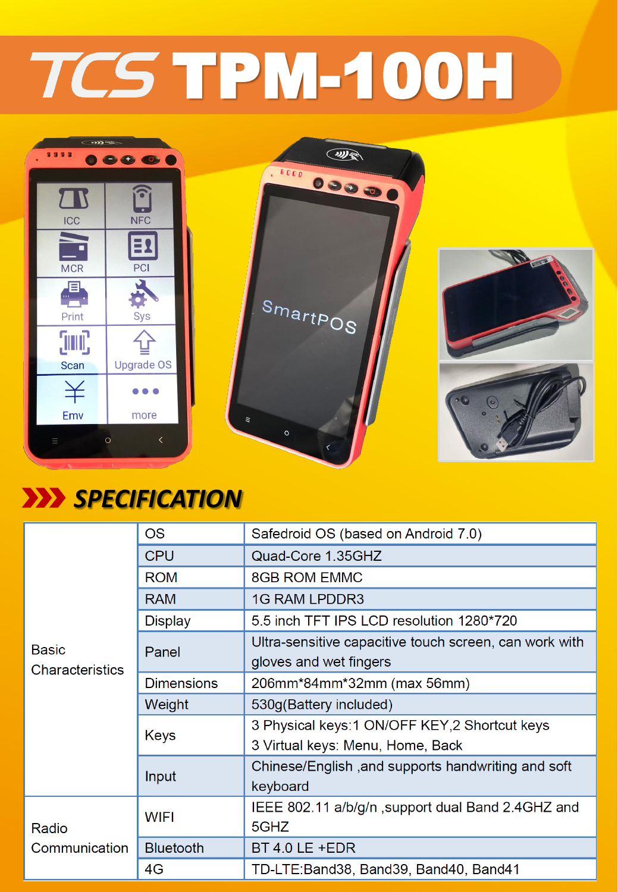# TCS TPM-100H

## SPECIFICATION

| | | |
|---|---|---|
| Basic Characteristics | OS | Safedroid OS (based on Android 7.0) |
| | CPU | Quad-Core 1.35GHZ |
| | ROM | 8GB ROM EMMC |
| | RAM | 1G RAM LPDDR3 |
| | Display | 5.5 inch TFT IPS LCD resolution 1280*720 |
| | Panel | Ultra-sensitive capacitive touch screen, can work with gloves and wet fingers |
| | Dimensions | 206mm*84mm*32mm (max 56mm) |
| | Weight | 530g(Battery included) |
| | Keys | 3 Physical keys:1 ON/OFF KEY,2 Shortcut keys<br>3 Virtual keys: Menu, Home, Back |
| | Input | Chinese/English ,and supports handwriting and soft keyboard |
| Radio Communication | WIFI | IEEE 802.11 a/b/g/n ,support dual Band 2.4GHZ and 5GHZ |
| | Bluetooth | BT 4.0 LE +EDR |
| | 4G | TD-LTE:Band38, Band39, Band40, Band41 |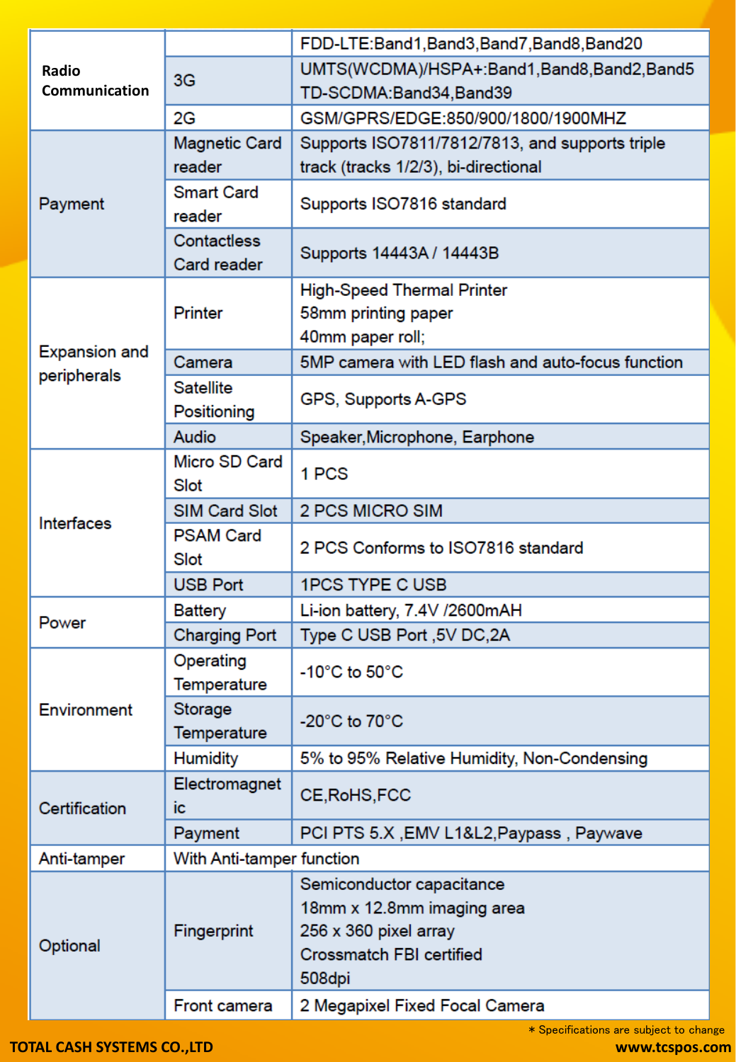| | | |
|---|---|---|
| **Radio Communication** | | FDD-LTE:Band1,Band3,Band7,Band8,Band20 |
| | 3G | UMTS(WCDMA)/HSPA+:Band1,Band8,Band2,Band5 TD-SCDMA:Band34,Band39 |
| | 2G | GSM/GPRS/EDGE:850/900/1800/1900MHZ |
| Payment | Magnetic Card reader | Supports ISO7811/7812/7813, and supports triple track (tracks 1/2/3), bi-directional |
| | Smart Card reader | Supports ISO7816 standard |
| | Contactless Card reader | Supports 14443A / 14443B |
| Expansion and peripherals | Printer | High-Speed Thermal Printer<br>58mm printing paper<br>40mm paper roll; |
| | Camera | 5MP camera with LED flash and auto-focus function |
| | Satellite Positioning | GPS, Supports A-GPS |
| | Audio | Speaker,Microphone, Earphone |
| Interfaces | Micro SD Card Slot | 1 PCS |
| | SIM Card Slot | 2 PCS MICRO SIM |
| | PSAM Card Slot | 2 PCS Conforms to ISO7816 standard |
| | USB Port | 1PCS TYPE C USB |
| Power | Battery | Li-ion battery, 7.4V /2600mAH |
| | Charging Port | Type C USB Port ,5V DC,2A |
| Environment | Operating Temperature | -10°C to 50°C |
| | Storage Temperature | -20°C to 70°C |
| | Humidity | 5% to 95% Relative Humidity, Non-Condensing |
| Certification | Electromagnetic | CE,RoHS,FCC |
| | Payment | PCI PTS 5.X ,EMV L1&L2,Paypass , Paywave |
| Anti-tamper | With Anti-tamper function | |
| Optional | Fingerprint | Semiconductor capacitance<br>18mm x 12.8mm imaging area<br>256 x 360 pixel array<br>Crossmatch FBI certified<br>508dpi |
| | Front camera | 2 Megapixel Fixed Focal Camera |

* Specifications are subject to change

**TOTAL CASH SYSTEMS CO.,LTD**

**www.tcspos.com**